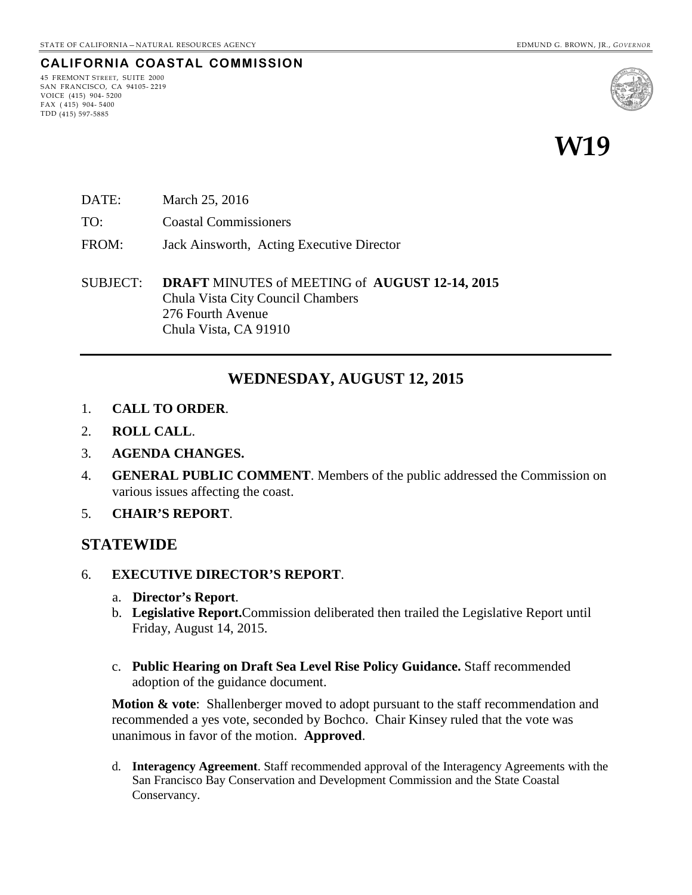STATE OF CALIFORNIA – NATURAL RESOURCES AGENCY EDMUND G. BROWN, JR., *GOVERNOR*

**CALIFORNIA COASTAL COMMISSION**

45 FREMONT STREET, SUITE 2000
SAN FRANCISCO, CA 94105-2219
VOICE (415) 904-5200
FAX (415) 904-5400
TDD (415) 597-5885

# *W19*

DATE: March 25, 2016

TO: Coastal Commissioners

FROM: Jack Ainsworth, Acting Executive Director

SUBJECT: **DRAFT** MINUTES of MEETING of **AUGUST 12-14, 2015**
Chula Vista City Council Chambers
276 Fourth Avenue
Chula Vista, CA 91910

---

## WEDNESDAY, AUGUST 12, 2015

1. **CALL TO ORDER**.
2. **ROLL CALL**.
3. **AGENDA CHANGES.**
4. **GENERAL PUBLIC COMMENT**. Members of the public addressed the Commission on various issues affecting the coast.
5. **CHAIR'S REPORT**.

## STATEWIDE

6. **EXECUTIVE DIRECTOR'S REPORT**.

   a. **Director's Report**.

   b. **Legislative Report.**Commission deliberated then trailed the Legislative Report until Friday, August 14, 2015.

   c. **Public Hearing on Draft Sea Level Rise Policy Guidance.** Staff recommended adoption of the guidance document.

   **Motion & vote**: Shallenberger moved to adopt pursuant to the staff recommendation and recommended a yes vote, seconded by Bochco. Chair Kinsey ruled that the vote was unanimous in favor of the motion. **Approved**.

   d. **Interagency Agreement**. Staff recommended approval of the Interagency Agreements with the San Francisco Bay Conservation and Development Commission and the State Coastal Conservancy.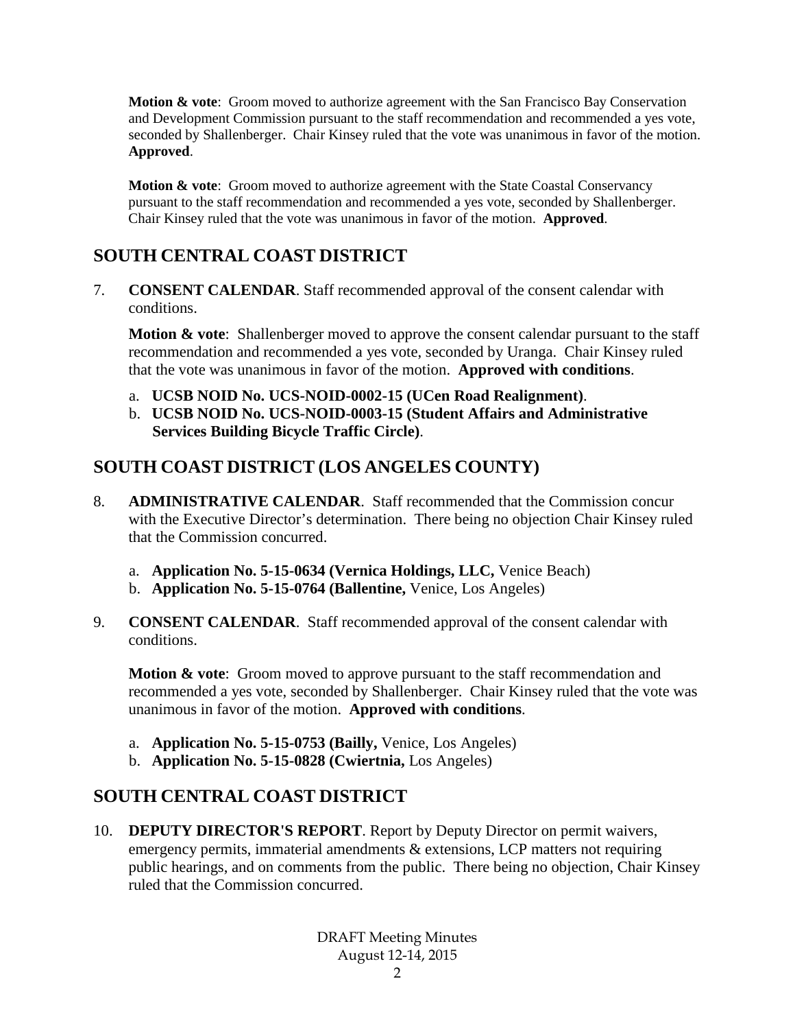**Motion & vote**: Groom moved to authorize agreement with the San Francisco Bay Conservation and Development Commission pursuant to the staff recommendation and recommended a yes vote, seconded by Shallenberger. Chair Kinsey ruled that the vote was unanimous in favor of the motion. **Approved**.

**Motion & vote**: Groom moved to authorize agreement with the State Coastal Conservancy pursuant to the staff recommendation and recommended a yes vote, seconded by Shallenberger. Chair Kinsey ruled that the vote was unanimous in favor of the motion. **Approved**.

## SOUTH CENTRAL COAST DISTRICT

7. **CONSENT CALENDAR**. Staff recommended approval of the consent calendar with conditions.

   **Motion & vote**: Shallenberger moved to approve the consent calendar pursuant to the staff recommendation and recommended a yes vote, seconded by Uranga. Chair Kinsey ruled that the vote was unanimous in favor of the motion. **Approved with conditions**.

   a. **UCSB NOID No. UCS-NOID-0002-15 (UCen Road Realignment)**.
   b. **UCSB NOID No. UCS-NOID-0003-15 (Student Affairs and Administrative Services Building Bicycle Traffic Circle)**.

## SOUTH COAST DISTRICT (LOS ANGELES COUNTY)

8. **ADMINISTRATIVE CALENDAR**. Staff recommended that the Commission concur with the Executive Director's determination. There being no objection Chair Kinsey ruled that the Commission concurred.

   a. **Application No. 5-15-0634 (Vernica Holdings, LLC,** Venice Beach)
   b. **Application No. 5-15-0764 (Ballentine,** Venice, Los Angeles)

9. **CONSENT CALENDAR**. Staff recommended approval of the consent calendar with conditions.

   **Motion & vote**: Groom moved to approve pursuant to the staff recommendation and recommended a yes vote, seconded by Shallenberger. Chair Kinsey ruled that the vote was unanimous in favor of the motion. **Approved with conditions**.

   a. **Application No. 5-15-0753 (Bailly,** Venice, Los Angeles)
   b. **Application No. 5-15-0828 (Cwiertnia,** Los Angeles)

## SOUTH CENTRAL COAST DISTRICT

10. **DEPUTY DIRECTOR'S REPORT**. Report by Deputy Director on permit waivers, emergency permits, immaterial amendments & extensions, LCP matters not requiring public hearings, and on comments from the public. There being no objection, Chair Kinsey ruled that the Commission concurred.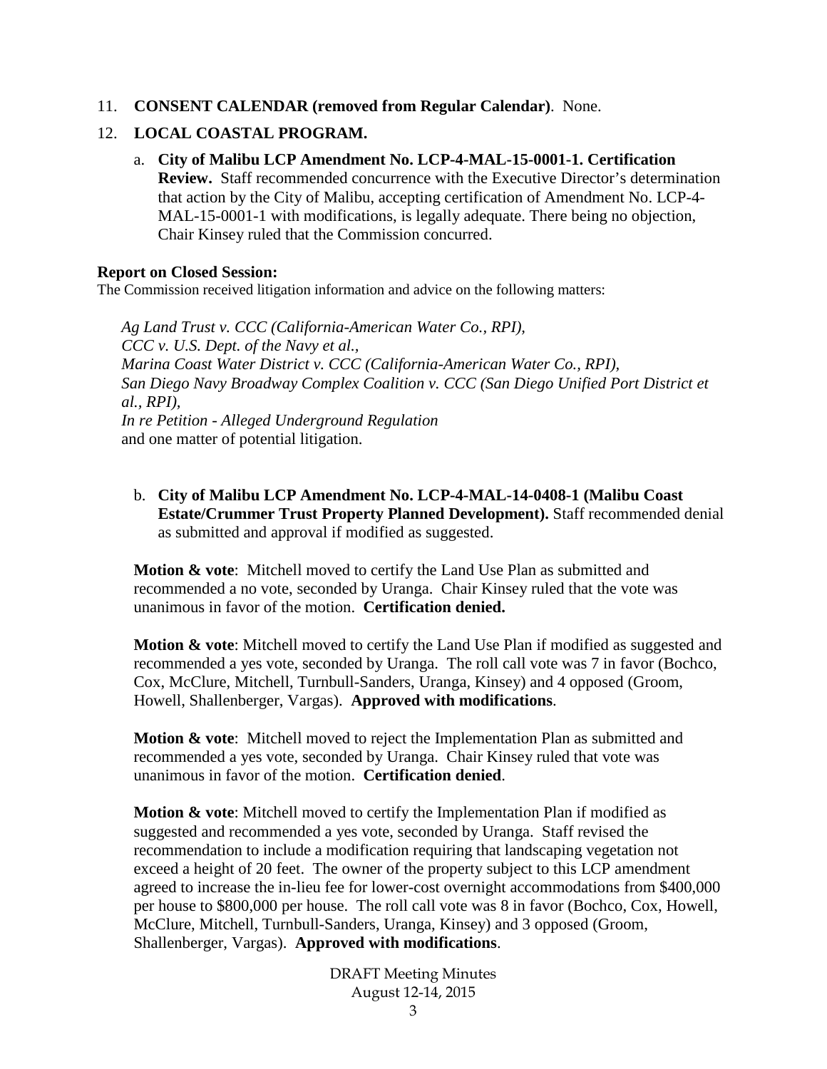11. **CONSENT CALENDAR (removed from Regular Calendar)**. None.

12. **LOCAL COASTAL PROGRAM.**

    a. **City of Malibu LCP Amendment No. LCP-4-MAL-15-0001-1. Certification Review.** Staff recommended concurrence with the Executive Director's determination that action by the City of Malibu, accepting certification of Amendment No. LCP-4-MAL-15-0001-1 with modifications, is legally adequate. There being no objection, Chair Kinsey ruled that the Commission concurred.

**Report on Closed Session:**

The Commission received litigation information and advice on the following matters:

*Ag Land Trust v. CCC (California-American Water Co., RPI),*
*CCC v. U.S. Dept. of the Navy et al.,*
*Marina Coast Water District v. CCC (California-American Water Co., RPI),*
*San Diego Navy Broadway Complex Coalition v. CCC (San Diego Unified Port District et al., RPI),*
*In re Petition - Alleged Underground Regulation*
and one matter of potential litigation.

b. **City of Malibu LCP Amendment No. LCP-4-MAL-14-0408-1 (Malibu Coast Estate/Crummer Trust Property Planned Development).** Staff recommended denial as submitted and approval if modified as suggested.

**Motion & vote**: Mitchell moved to certify the Land Use Plan as submitted and recommended a no vote, seconded by Uranga. Chair Kinsey ruled that the vote was unanimous in favor of the motion. **Certification denied.**

**Motion & vote**: Mitchell moved to certify the Land Use Plan if modified as suggested and recommended a yes vote, seconded by Uranga. The roll call vote was 7 in favor (Bochco, Cox, McClure, Mitchell, Turnbull-Sanders, Uranga, Kinsey) and 4 opposed (Groom, Howell, Shallenberger, Vargas). **Approved with modifications**.

**Motion & vote**: Mitchell moved to reject the Implementation Plan as submitted and recommended a yes vote, seconded by Uranga. Chair Kinsey ruled that vote was unanimous in favor of the motion. **Certification denied**.

**Motion & vote**: Mitchell moved to certify the Implementation Plan if modified as suggested and recommended a yes vote, seconded by Uranga. Staff revised the recommendation to include a modification requiring that landscaping vegetation not exceed a height of 20 feet. The owner of the property subject to this LCP amendment agreed to increase the in-lieu fee for lower-cost overnight accommodations from $400,000 per house to $800,000 per house. The roll call vote was 8 in favor (Bochco, Cox, Howell, McClure, Mitchell, Turnbull-Sanders, Uranga, Kinsey) and 3 opposed (Groom, Shallenberger, Vargas). **Approved with modifications**.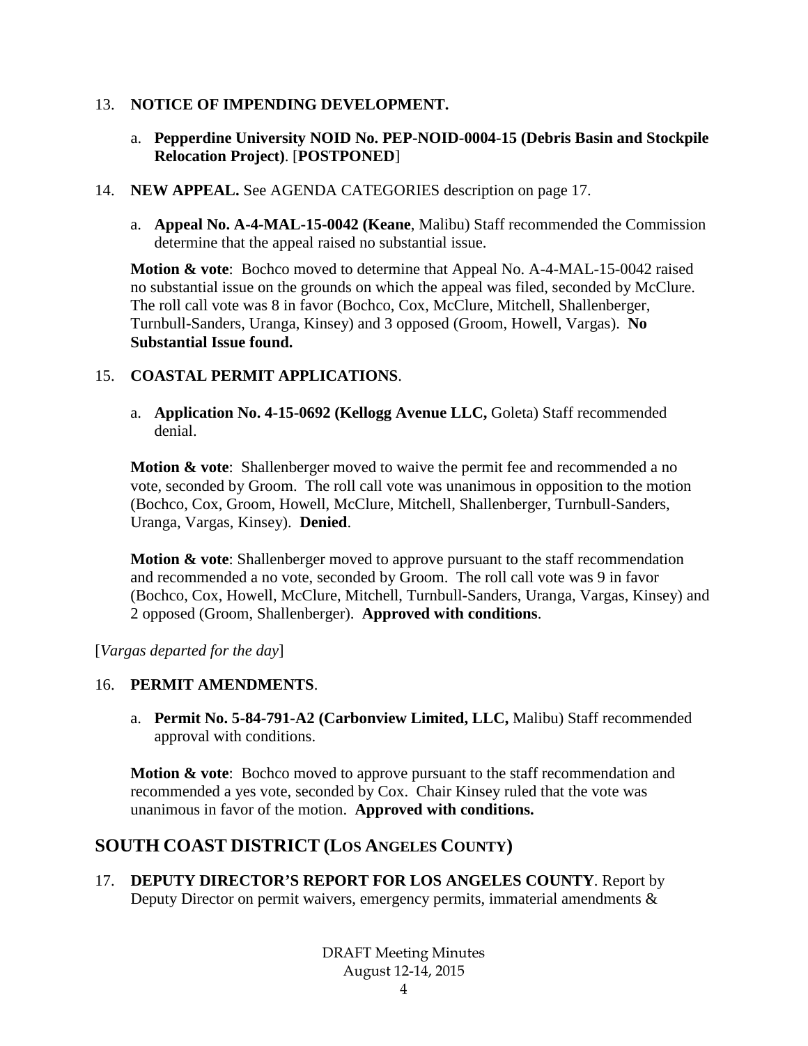13. **NOTICE OF IMPENDING DEVELOPMENT.**

    a. **Pepperdine University NOID No. PEP-NOID-0004-15 (Debris Basin and Stockpile Relocation Project)**. [**POSTPONED**]

14. **NEW APPEAL.** See AGENDA CATEGORIES description on page 17.

    a. **Appeal No. A-4-MAL-15-0042 (Keane**, Malibu) Staff recommended the Commission determine that the appeal raised no substantial issue.

    **Motion & vote**: Bochco moved to determine that Appeal No. A-4-MAL-15-0042 raised no substantial issue on the grounds on which the appeal was filed, seconded by McClure. The roll call vote was 8 in favor (Bochco, Cox, McClure, Mitchell, Shallenberger, Turnbull-Sanders, Uranga, Kinsey) and 3 opposed (Groom, Howell, Vargas). **No Substantial Issue found.**

15. **COASTAL PERMIT APPLICATIONS**.

    a. **Application No. 4-15-0692 (Kellogg Avenue LLC,** Goleta) Staff recommended denial.

    **Motion & vote**: Shallenberger moved to waive the permit fee and recommended a no vote, seconded by Groom. The roll call vote was unanimous in opposition to the motion (Bochco, Cox, Groom, Howell, McClure, Mitchell, Shallenberger, Turnbull-Sanders, Uranga, Vargas, Kinsey). **Denied**.

    **Motion & vote**: Shallenberger moved to approve pursuant to the staff recommendation and recommended a no vote, seconded by Groom. The roll call vote was 9 in favor (Bochco, Cox, Howell, McClure, Mitchell, Turnbull-Sanders, Uranga, Vargas, Kinsey) and 2 opposed (Groom, Shallenberger). **Approved with conditions**.

[*Vargas departed for the day*]

16. **PERMIT AMENDMENTS**.

    a. **Permit No. 5-84-791-A2 (Carbonview Limited, LLC,** Malibu) Staff recommended approval with conditions.

    **Motion & vote**: Bochco moved to approve pursuant to the staff recommendation and recommended a yes vote, seconded by Cox. Chair Kinsey ruled that the vote was unanimous in favor of the motion. **Approved with conditions.**

## SOUTH COAST DISTRICT (LOS ANGELES COUNTY)

17. **DEPUTY DIRECTOR'S REPORT FOR LOS ANGELES COUNTY**. Report by Deputy Director on permit waivers, emergency permits, immaterial amendments &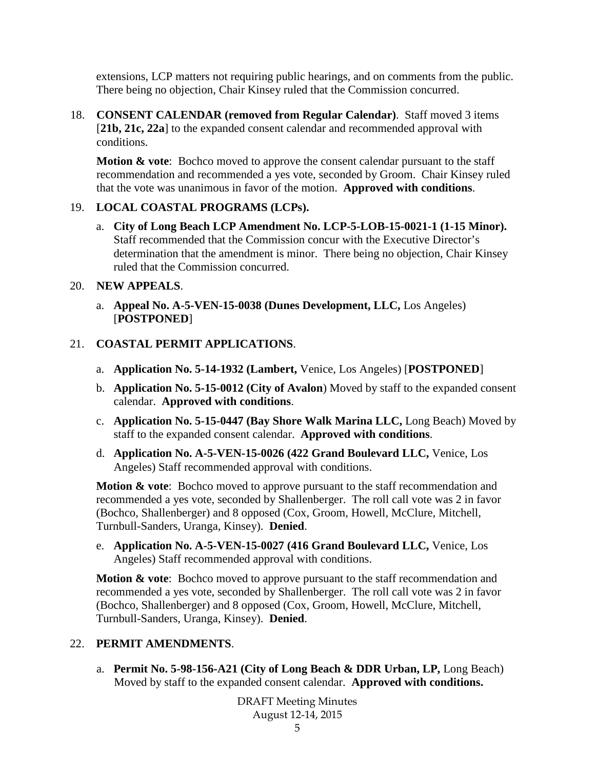extensions, LCP matters not requiring public hearings, and on comments from the public. There being no objection, Chair Kinsey ruled that the Commission concurred.

18. **CONSENT CALENDAR (removed from Regular Calendar)**. Staff moved 3 items [**21b, 21c, 22a**] to the expanded consent calendar and recommended approval with conditions.

    **Motion & vote**: Bochco moved to approve the consent calendar pursuant to the staff recommendation and recommended a yes vote, seconded by Groom. Chair Kinsey ruled that the vote was unanimous in favor of the motion. **Approved with conditions**.

19. **LOCAL COASTAL PROGRAMS (LCPs).**

    a. **City of Long Beach LCP Amendment No. LCP-5-LOB-15-0021-1 (1-15 Minor).** Staff recommended that the Commission concur with the Executive Director's determination that the amendment is minor. There being no objection, Chair Kinsey ruled that the Commission concurred.

20. **NEW APPEALS**.

    a. **Appeal No. A-5-VEN-15-0038 (Dunes Development, LLC,** Los Angeles) [**POSTPONED**]

21. **COASTAL PERMIT APPLICATIONS**.

    a. **Application No. 5-14-1932 (Lambert,** Venice, Los Angeles) [**POSTPONED**]

    b. **Application No. 5-15-0012 (City of Avalon**) Moved by staff to the expanded consent calendar. **Approved with conditions**.

    c. **Application No. 5-15-0447 (Bay Shore Walk Marina LLC,** Long Beach) Moved by staff to the expanded consent calendar. **Approved with conditions**.

    d. **Application No. A-5-VEN-15-0026 (422 Grand Boulevard LLC,** Venice, Los Angeles) Staff recommended approval with conditions.

    **Motion & vote**: Bochco moved to approve pursuant to the staff recommendation and recommended a yes vote, seconded by Shallenberger. The roll call vote was 2 in favor (Bochco, Shallenberger) and 8 opposed (Cox, Groom, Howell, McClure, Mitchell, Turnbull-Sanders, Uranga, Kinsey). **Denied**.

    e. **Application No. A-5-VEN-15-0027 (416 Grand Boulevard LLC,** Venice, Los Angeles) Staff recommended approval with conditions.

    **Motion & vote**: Bochco moved to approve pursuant to the staff recommendation and recommended a yes vote, seconded by Shallenberger. The roll call vote was 2 in favor (Bochco, Shallenberger) and 8 opposed (Cox, Groom, Howell, McClure, Mitchell, Turnbull-Sanders, Uranga, Kinsey). **Denied**.

22. **PERMIT AMENDMENTS**.

    a. **Permit No. 5-98-156-A21 (City of Long Beach & DDR Urban, LP,** Long Beach) Moved by staff to the expanded consent calendar. **Approved with conditions.**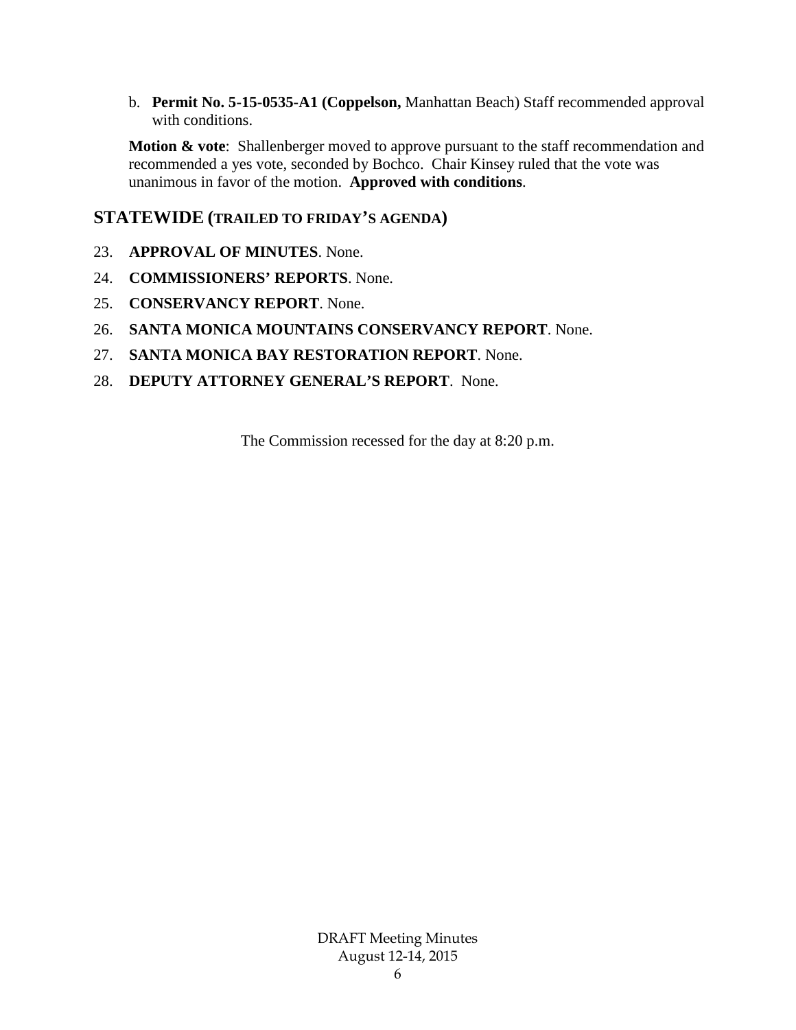b. **Permit No. 5-15-0535-A1 (Coppelson,** Manhattan Beach) Staff recommended approval with conditions.

**Motion & vote**: Shallenberger moved to approve pursuant to the staff recommendation and recommended a yes vote, seconded by Bochco. Chair Kinsey ruled that the vote was unanimous in favor of the motion. **Approved with conditions**.

## STATEWIDE (TRAILED TO FRIDAY'S AGENDA)

23. **APPROVAL OF MINUTES**. None.
24. **COMMISSIONERS' REPORTS**. None.
25. **CONSERVANCY REPORT**. None.
26. **SANTA MONICA MOUNTAINS CONSERVANCY REPORT**. None.
27. **SANTA MONICA BAY RESTORATION REPORT**. None.
28. **DEPUTY ATTORNEY GENERAL'S REPORT**. None.

The Commission recessed for the day at 8:20 p.m.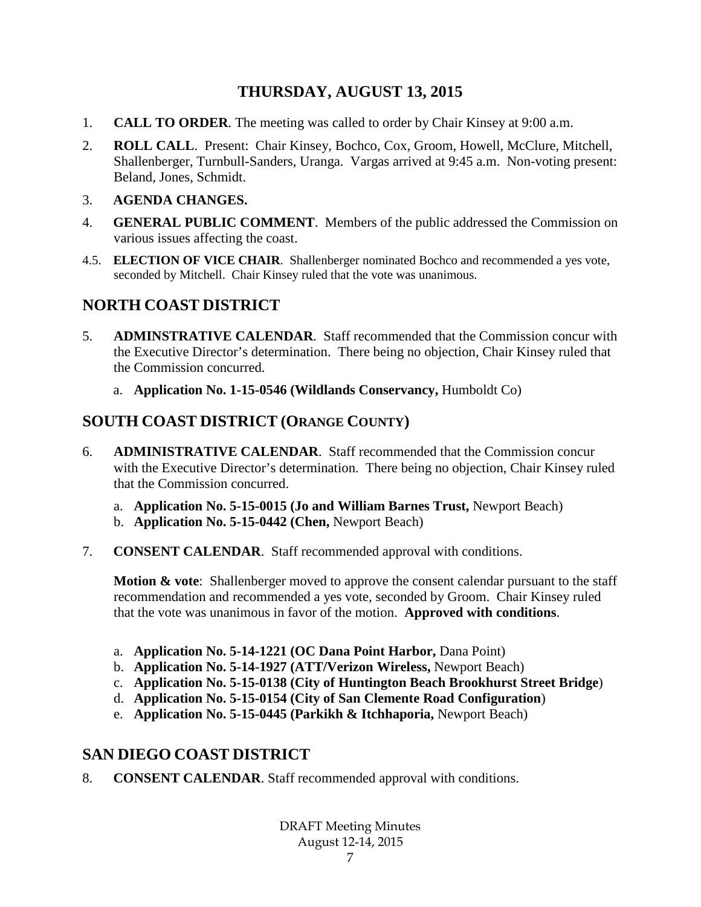## THURSDAY, AUGUST 13, 2015

1. **CALL TO ORDER**. The meeting was called to order by Chair Kinsey at 9:00 a.m.
2. **ROLL CALL**. Present: Chair Kinsey, Bochco, Cox, Groom, Howell, McClure, Mitchell, Shallenberger, Turnbull-Sanders, Uranga. Vargas arrived at 9:45 a.m. Non-voting present: Beland, Jones, Schmidt.
3. **AGENDA CHANGES.**
4. **GENERAL PUBLIC COMMENT**. Members of the public addressed the Commission on various issues affecting the coast.

4.5. **ELECTION OF VICE CHAIR**. Shallenberger nominated Bochco and recommended a yes vote, seconded by Mitchell. Chair Kinsey ruled that the vote was unanimous.

## NORTH COAST DISTRICT

5. **ADMINSTRATIVE CALENDAR**. Staff recommended that the Commission concur with the Executive Director's determination. There being no objection, Chair Kinsey ruled that the Commission concurred.
   a. **Application No. 1-15-0546 (Wildlands Conservancy,** Humboldt Co)

## SOUTH COAST DISTRICT (ORANGE COUNTY)

6. **ADMINISTRATIVE CALENDAR**. Staff recommended that the Commission concur with the Executive Director's determination. There being no objection, Chair Kinsey ruled that the Commission concurred.
   a. **Application No. 5-15-0015 (Jo and William Barnes Trust,** Newport Beach)
   b. **Application No. 5-15-0442 (Chen,** Newport Beach)

7. **CONSENT CALENDAR**. Staff recommended approval with conditions.

   **Motion & vote**: Shallenberger moved to approve the consent calendar pursuant to the staff recommendation and recommended a yes vote, seconded by Groom. Chair Kinsey ruled that the vote was unanimous in favor of the motion. **Approved with conditions**.

   a. **Application No. 5-14-1221 (OC Dana Point Harbor,** Dana Point)
   b. **Application No. 5-14-1927 (ATT/Verizon Wireless,** Newport Beach)
   c. **Application No. 5-15-0138 (City of Huntington Beach Brookhurst Street Bridge**)
   d. **Application No. 5-15-0154 (City of San Clemente Road Configuration**)
   e. **Application No. 5-15-0445 (Parikh & Itchhaporia,** Newport Beach)

## SAN DIEGO COAST DISTRICT

8. **CONSENT CALENDAR**. Staff recommended approval with conditions.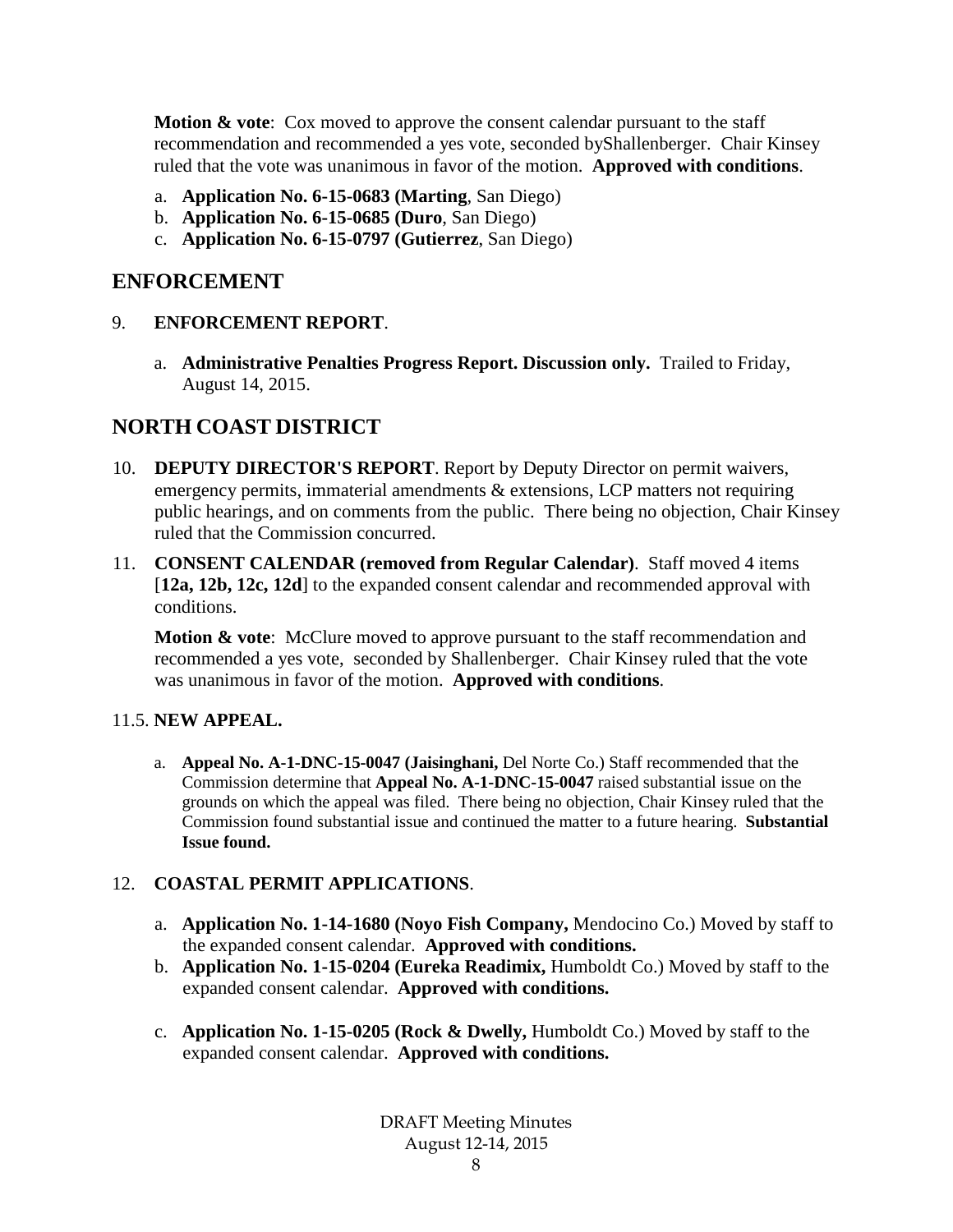**Motion & vote**: Cox moved to approve the consent calendar pursuant to the staff recommendation and recommended a yes vote, seconded byShallenberger. Chair Kinsey ruled that the vote was unanimous in favor of the motion. **Approved with conditions**.

a. **Application No. 6-15-0683 (Marting**, San Diego)
b. **Application No. 6-15-0685 (Duro**, San Diego)
c. **Application No. 6-15-0797 (Gutierrez**, San Diego)

## ENFORCEMENT

9. **ENFORCEMENT REPORT**.

   a. **Administrative Penalties Progress Report. Discussion only.** Trailed to Friday, August 14, 2015.

## NORTH COAST DISTRICT

10. **DEPUTY DIRECTOR'S REPORT**. Report by Deputy Director on permit waivers, emergency permits, immaterial amendments & extensions, LCP matters not requiring public hearings, and on comments from the public. There being no objection, Chair Kinsey ruled that the Commission concurred.

11. **CONSENT CALENDAR (removed from Regular Calendar)**. Staff moved 4 items [**12a, 12b, 12c, 12d**] to the expanded consent calendar and recommended approval with conditions.

    **Motion & vote**: McClure moved to approve pursuant to the staff recommendation and recommended a yes vote, seconded by Shallenberger. Chair Kinsey ruled that the vote was unanimous in favor of the motion. **Approved with conditions**.

11.5. **NEW APPEAL.**

   a. **Appeal No. A-1-DNC-15-0047 (Jaisinghani,** Del Norte Co.) Staff recommended that the Commission determine that **Appeal No. A-1-DNC-15-0047** raised substantial issue on the grounds on which the appeal was filed. There being no objection, Chair Kinsey ruled that the Commission found substantial issue and continued the matter to a future hearing. **Substantial Issue found.**

12. **COASTAL PERMIT APPLICATIONS**.

   a. **Application No. 1-14-1680 (Noyo Fish Company,** Mendocino Co.) Moved by staff to the expanded consent calendar. **Approved with conditions.**
   b. **Application No. 1-15-0204 (Eureka Readimix,** Humboldt Co.) Moved by staff to the expanded consent calendar. **Approved with conditions.**
   c. **Application No. 1-15-0205 (Rock & Dwelly,** Humboldt Co.) Moved by staff to the expanded consent calendar. **Approved with conditions.**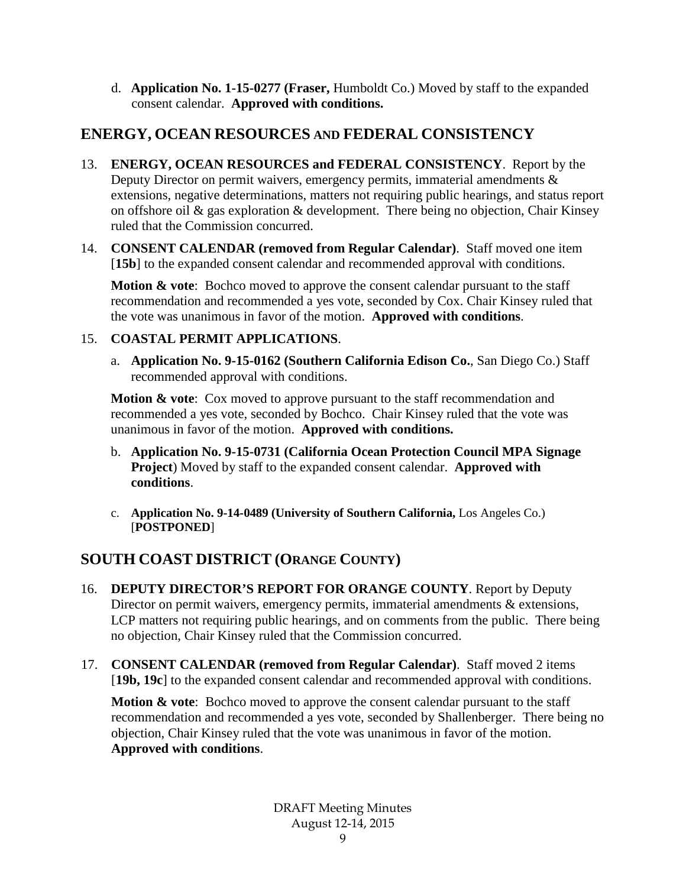d. **Application No. 1-15-0277 (Fraser,** Humboldt Co.) Moved by staff to the expanded consent calendar. **Approved with conditions.**

## ENERGY, OCEAN RESOURCES AND FEDERAL CONSISTENCY

13. **ENERGY, OCEAN RESOURCES and FEDERAL CONSISTENCY**. Report by the Deputy Director on permit waivers, emergency permits, immaterial amendments & extensions, negative determinations, matters not requiring public hearings, and status report on offshore oil & gas exploration & development. There being no objection, Chair Kinsey ruled that the Commission concurred.

14. **CONSENT CALENDAR (removed from Regular Calendar)**. Staff moved one item [**15b**] to the expanded consent calendar and recommended approval with conditions.

    **Motion & vote**: Bochco moved to approve the consent calendar pursuant to the staff recommendation and recommended a yes vote, seconded by Cox. Chair Kinsey ruled that the vote was unanimous in favor of the motion. **Approved with conditions**.

15. **COASTAL PERMIT APPLICATIONS**.

    a. **Application No. 9-15-0162 (Southern California Edison Co.**, San Diego Co.) Staff recommended approval with conditions.

    **Motion & vote**: Cox moved to approve pursuant to the staff recommendation and recommended a yes vote, seconded by Bochco. Chair Kinsey ruled that the vote was unanimous in favor of the motion. **Approved with conditions.**

    b. **Application No. 9-15-0731 (California Ocean Protection Council MPA Signage Project**) Moved by staff to the expanded consent calendar. **Approved with conditions**.

    c. **Application No. 9-14-0489 (University of Southern California,** Los Angeles Co.) [**POSTPONED**]

## SOUTH COAST DISTRICT (ORANGE COUNTY)

16. **DEPUTY DIRECTOR'S REPORT FOR ORANGE COUNTY**. Report by Deputy Director on permit waivers, emergency permits, immaterial amendments & extensions, LCP matters not requiring public hearings, and on comments from the public. There being no objection, Chair Kinsey ruled that the Commission concurred.

17. **CONSENT CALENDAR (removed from Regular Calendar)**. Staff moved 2 items [**19b, 19c**] to the expanded consent calendar and recommended approval with conditions.

    **Motion & vote**: Bochco moved to approve the consent calendar pursuant to the staff recommendation and recommended a yes vote, seconded by Shallenberger. There being no objection, Chair Kinsey ruled that the vote was unanimous in favor of the motion. **Approved with conditions**.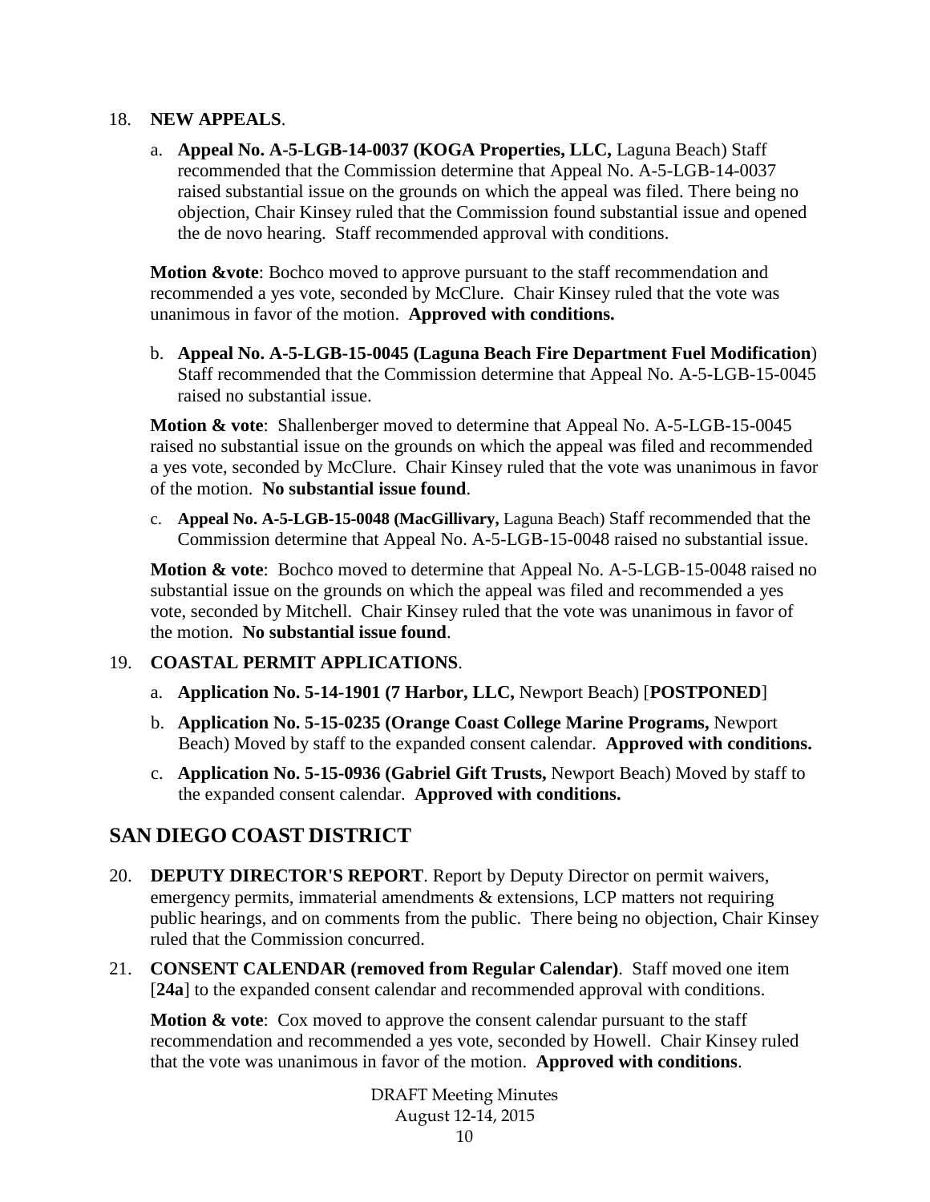18. **NEW APPEALS**.

   a. **Appeal No. A-5-LGB-14-0037 (KOGA Properties, LLC,** Laguna Beach) Staff recommended that the Commission determine that Appeal No. A-5-LGB-14-0037 raised substantial issue on the grounds on which the appeal was filed. There being no objection, Chair Kinsey ruled that the Commission found substantial issue and opened the de novo hearing. Staff recommended approval with conditions.

   **Motion &vote**: Bochco moved to approve pursuant to the staff recommendation and recommended a yes vote, seconded by McClure. Chair Kinsey ruled that the vote was unanimous in favor of the motion. **Approved with conditions.**

   b. **Appeal No. A-5-LGB-15-0045 (Laguna Beach Fire Department Fuel Modification**) Staff recommended that the Commission determine that Appeal No. A-5-LGB-15-0045 raised no substantial issue.

   **Motion & vote**: Shallenberger moved to determine that Appeal No. A-5-LGB-15-0045 raised no substantial issue on the grounds on which the appeal was filed and recommended a yes vote, seconded by McClure. Chair Kinsey ruled that the vote was unanimous in favor of the motion. **No substantial issue found**.

   c. **Appeal No. A-5-LGB-15-0048 (MacGillivary,** Laguna Beach) Staff recommended that the Commission determine that Appeal No. A-5-LGB-15-0048 raised no substantial issue.

   **Motion & vote**: Bochco moved to determine that Appeal No. A-5-LGB-15-0048 raised no substantial issue on the grounds on which the appeal was filed and recommended a yes vote, seconded by Mitchell. Chair Kinsey ruled that the vote was unanimous in favor of the motion. **No substantial issue found**.

19. **COASTAL PERMIT APPLICATIONS**.

   a. **Application No. 5-14-1901 (7 Harbor, LLC,** Newport Beach) [**POSTPONED**]

   b. **Application No. 5-15-0235 (Orange Coast College Marine Programs,** Newport Beach) Moved by staff to the expanded consent calendar. **Approved with conditions.**

   c. **Application No. 5-15-0936 (Gabriel Gift Trusts,** Newport Beach) Moved by staff to the expanded consent calendar. **Approved with conditions.**

## SAN DIEGO COAST DISTRICT

20. **DEPUTY DIRECTOR'S REPORT**. Report by Deputy Director on permit waivers, emergency permits, immaterial amendments & extensions, LCP matters not requiring public hearings, and on comments from the public. There being no objection, Chair Kinsey ruled that the Commission concurred.

21. **CONSENT CALENDAR (removed from Regular Calendar)**. Staff moved one item [**24a**] to the expanded consent calendar and recommended approval with conditions.

   **Motion & vote**: Cox moved to approve the consent calendar pursuant to the staff recommendation and recommended a yes vote, seconded by Howell. Chair Kinsey ruled that the vote was unanimous in favor of the motion. **Approved with conditions**.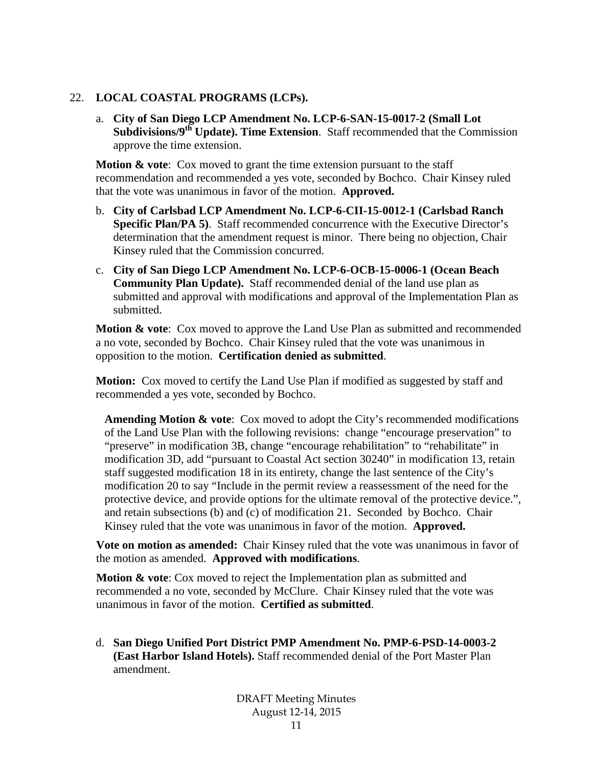22. **LOCAL COASTAL PROGRAMS (LCPs).**

    a. **City of San Diego LCP Amendment No. LCP-6-SAN-15-0017-2 (Small Lot Subdivisions/9th Update). Time Extension**. Staff recommended that the Commission approve the time extension.

    **Motion & vote**: Cox moved to grant the time extension pursuant to the staff recommendation and recommended a yes vote, seconded by Bochco. Chair Kinsey ruled that the vote was unanimous in favor of the motion. **Approved.**

    b. **City of Carlsbad LCP Amendment No. LCP-6-CII-15-0012-1 (Carlsbad Ranch Specific Plan/PA 5)**. Staff recommended concurrence with the Executive Director's determination that the amendment request is minor. There being no objection, Chair Kinsey ruled that the Commission concurred.

    c. **City of San Diego LCP Amendment No. LCP-6-OCB-15-0006-1 (Ocean Beach Community Plan Update).** Staff recommended denial of the land use plan as submitted and approval with modifications and approval of the Implementation Plan as submitted.

    **Motion & vote**: Cox moved to approve the Land Use Plan as submitted and recommended a no vote, seconded by Bochco. Chair Kinsey ruled that the vote was unanimous in opposition to the motion. **Certification denied as submitted**.

    **Motion:** Cox moved to certify the Land Use Plan if modified as suggested by staff and recommended a yes vote, seconded by Bochco.

    **Amending Motion & vote**: Cox moved to adopt the City's recommended modifications of the Land Use Plan with the following revisions: change "encourage preservation" to "preserve" in modification 3B, change "encourage rehabilitation" to "rehabilitate" in modification 3D, add "pursuant to Coastal Act section 30240" in modification 13, retain staff suggested modification 18 in its entirety, change the last sentence of the City's modification 20 to say "Include in the permit review a reassessment of the need for the protective device, and provide options for the ultimate removal of the protective device.", and retain subsections (b) and (c) of modification 21. Seconded by Bochco. Chair Kinsey ruled that the vote was unanimous in favor of the motion. **Approved.**

    **Vote on motion as amended:** Chair Kinsey ruled that the vote was unanimous in favor of the motion as amended. **Approved with modifications**.

    **Motion & vote**: Cox moved to reject the Implementation plan as submitted and recommended a no vote, seconded by McClure. Chair Kinsey ruled that the vote was unanimous in favor of the motion. **Certified as submitted**.

    d. **San Diego Unified Port District PMP Amendment No. PMP-6-PSD-14-0003-2 (East Harbor Island Hotels).** Staff recommended denial of the Port Master Plan amendment.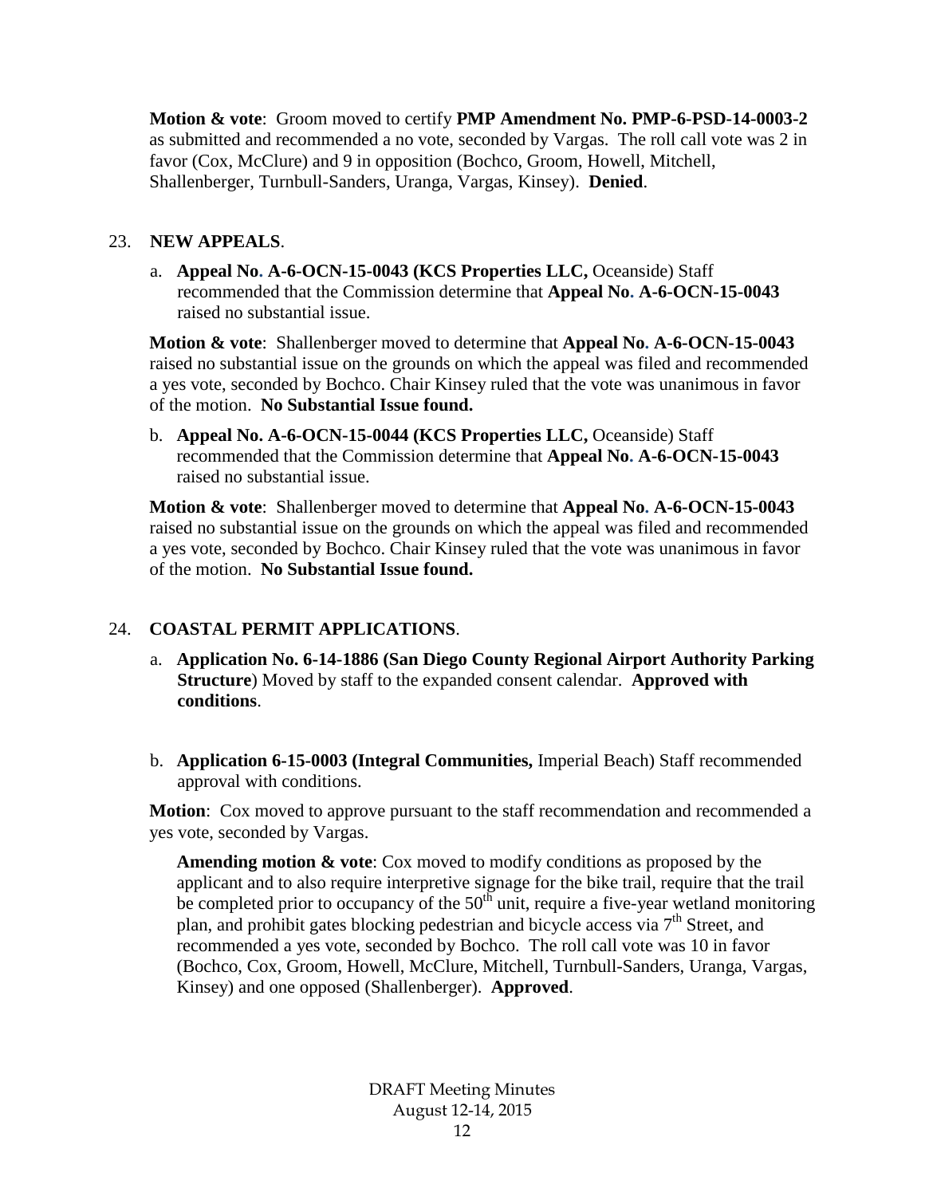**Motion & vote**: Groom moved to certify **PMP Amendment No. PMP-6-PSD-14-0003-2** as submitted and recommended a no vote, seconded by Vargas. The roll call vote was 2 in favor (Cox, McClure) and 9 in opposition (Bochco, Groom, Howell, Mitchell, Shallenberger, Turnbull-Sanders, Uranga, Vargas, Kinsey). **Denied**.

23. **NEW APPEALS**.

   a. **Appeal No. A-6-OCN-15-0043 (KCS Properties LLC,** Oceanside) Staff recommended that the Commission determine that **Appeal No. A-6-OCN-15-0043** raised no substantial issue.

   **Motion & vote**: Shallenberger moved to determine that **Appeal No. A-6-OCN-15-0043** raised no substantial issue on the grounds on which the appeal was filed and recommended a yes vote, seconded by Bochco. Chair Kinsey ruled that the vote was unanimous in favor of the motion. **No Substantial Issue found.**

   b. **Appeal No. A-6-OCN-15-0044 (KCS Properties LLC,** Oceanside) Staff recommended that the Commission determine that **Appeal No. A-6-OCN-15-0043** raised no substantial issue.

   **Motion & vote**: Shallenberger moved to determine that **Appeal No. A-6-OCN-15-0043** raised no substantial issue on the grounds on which the appeal was filed and recommended a yes vote, seconded by Bochco. Chair Kinsey ruled that the vote was unanimous in favor of the motion. **No Substantial Issue found.**

24. **COASTAL PERMIT APPLICATIONS**.

   a. **Application No. 6-14-1886 (San Diego County Regional Airport Authority Parking Structure**) Moved by staff to the expanded consent calendar. **Approved with conditions**.

   b. **Application 6-15-0003 (Integral Communities,** Imperial Beach) Staff recommended approval with conditions.

   **Motion**: Cox moved to approve pursuant to the staff recommendation and recommended a yes vote, seconded by Vargas.

   **Amending motion & vote**: Cox moved to modify conditions as proposed by the applicant and to also require interpretive signage for the bike trail, require that the trail be completed prior to occupancy of the 50th unit, require a five-year wetland monitoring plan, and prohibit gates blocking pedestrian and bicycle access via 7th Street, and recommended a yes vote, seconded by Bochco. The roll call vote was 10 in favor (Bochco, Cox, Groom, Howell, McClure, Mitchell, Turnbull-Sanders, Uranga, Vargas, Kinsey) and one opposed (Shallenberger). **Approved**.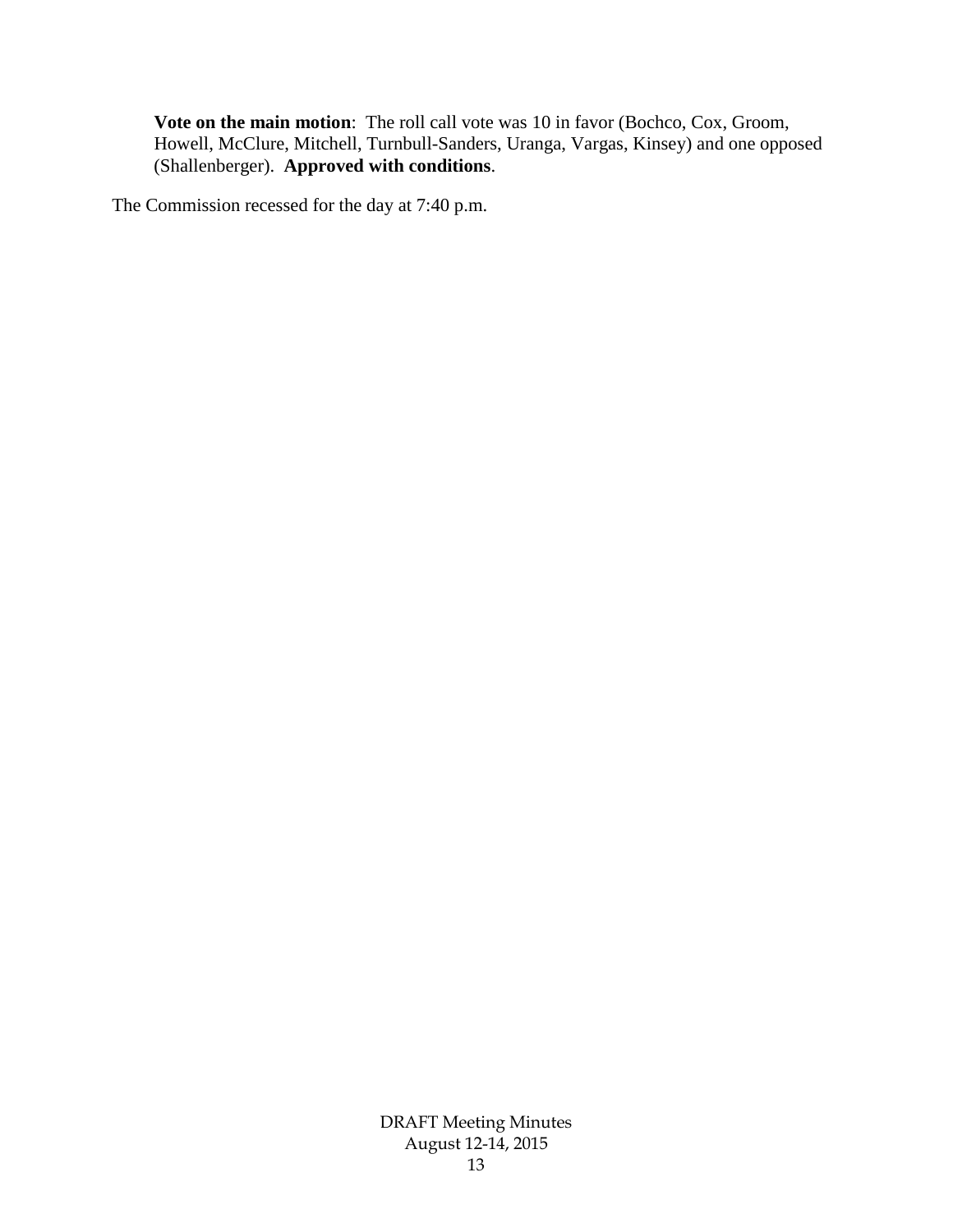**Vote on the main motion**: The roll call vote was 10 in favor (Bochco, Cox, Groom, Howell, McClure, Mitchell, Turnbull-Sanders, Uranga, Vargas, Kinsey) and one opposed (Shallenberger). **Approved with conditions**.

The Commission recessed for the day at 7:40 p.m.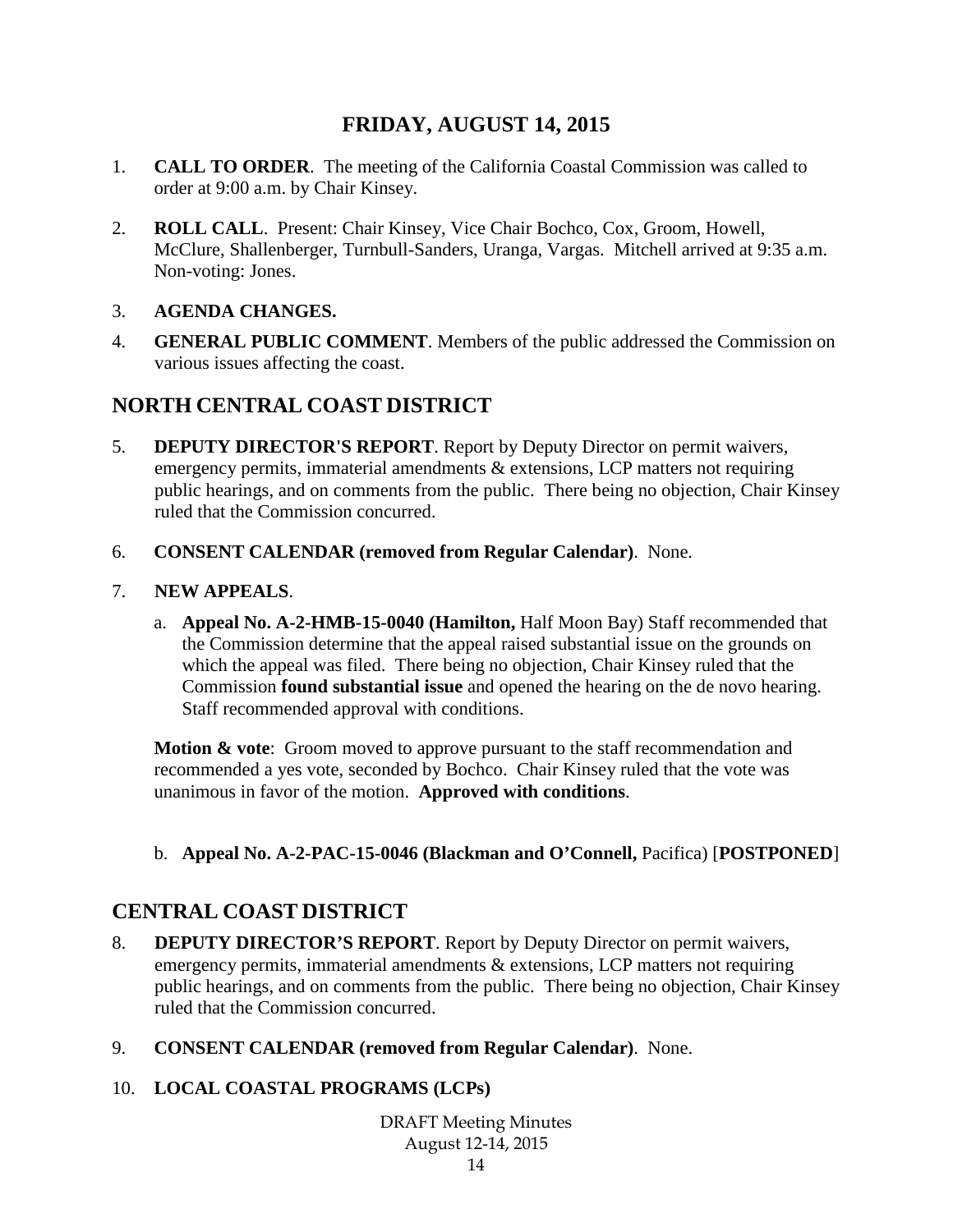# FRIDAY, AUGUST 14, 2015

1. **CALL TO ORDER**. The meeting of the California Coastal Commission was called to order at 9:00 a.m. by Chair Kinsey.

2. **ROLL CALL**. Present: Chair Kinsey, Vice Chair Bochco, Cox, Groom, Howell, McClure, Shallenberger, Turnbull-Sanders, Uranga, Vargas. Mitchell arrived at 9:35 a.m. Non-voting: Jones.

3. **AGENDA CHANGES.**

4. **GENERAL PUBLIC COMMENT**. Members of the public addressed the Commission on various issues affecting the coast.

## NORTH CENTRAL COAST DISTRICT

5. **DEPUTY DIRECTOR'S REPORT**. Report by Deputy Director on permit waivers, emergency permits, immaterial amendments & extensions, LCP matters not requiring public hearings, and on comments from the public. There being no objection, Chair Kinsey ruled that the Commission concurred.

6. **CONSENT CALENDAR (removed from Regular Calendar)**. None.

7. **NEW APPEALS**.

   a. **Appeal No. A-2-HMB-15-0040 (Hamilton,** Half Moon Bay) Staff recommended that the Commission determine that the appeal raised substantial issue on the grounds on which the appeal was filed. There being no objection, Chair Kinsey ruled that the Commission **found substantial issue** and opened the hearing on the de novo hearing. Staff recommended approval with conditions.

   **Motion & vote**: Groom moved to approve pursuant to the staff recommendation and recommended a yes vote, seconded by Bochco. Chair Kinsey ruled that the vote was unanimous in favor of the motion. **Approved with conditions**.

   b. **Appeal No. A-2-PAC-15-0046 (Blackman and O'Connell,** Pacifica) [**POSTPONED**]

## CENTRAL COAST DISTRICT

8. **DEPUTY DIRECTOR'S REPORT**. Report by Deputy Director on permit waivers, emergency permits, immaterial amendments & extensions, LCP matters not requiring public hearings, and on comments from the public. There being no objection, Chair Kinsey ruled that the Commission concurred.

9. **CONSENT CALENDAR (removed from Regular Calendar)**. None.

10. **LOCAL COASTAL PROGRAMS (LCPs)**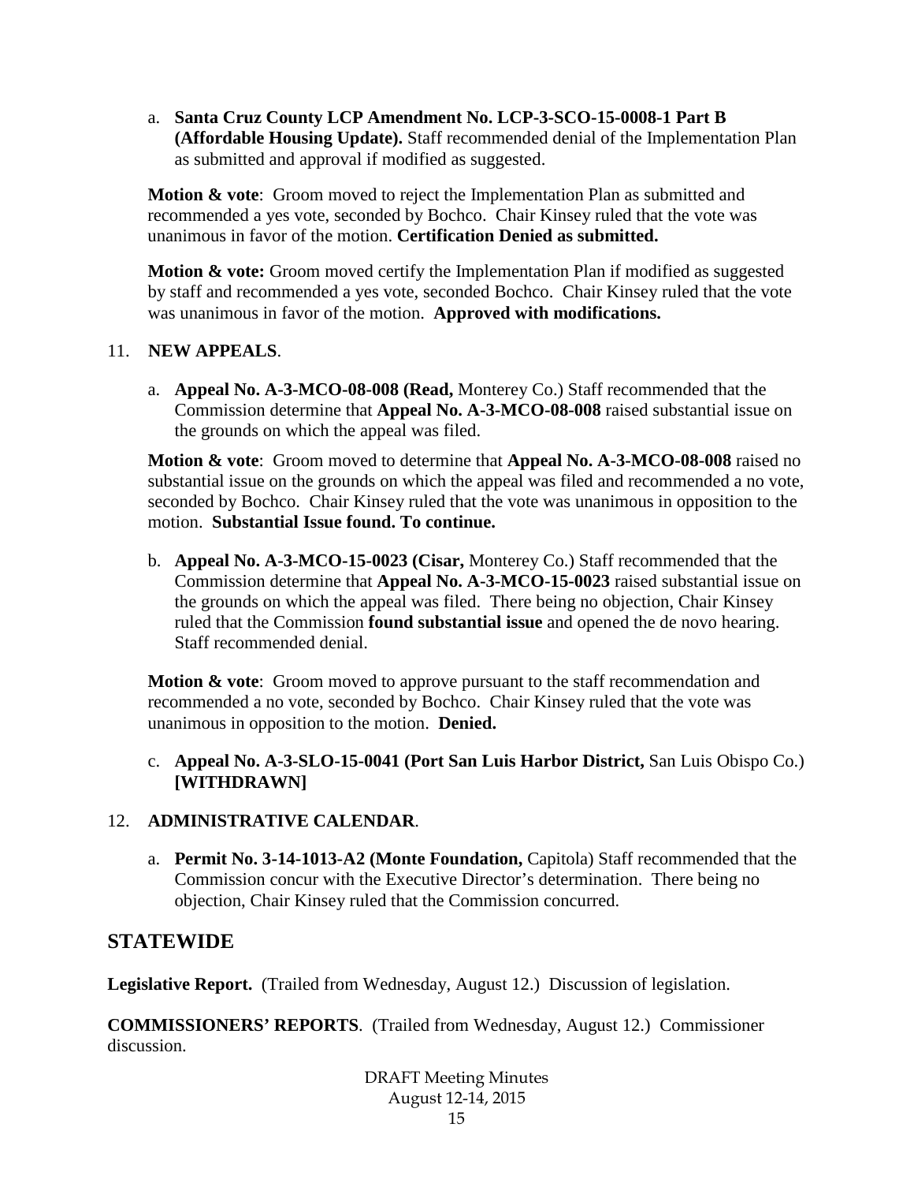a. **Santa Cruz County LCP Amendment No. LCP-3-SCO-15-0008-1 Part B (Affordable Housing Update).** Staff recommended denial of the Implementation Plan as submitted and approval if modified as suggested.

**Motion & vote**: Groom moved to reject the Implementation Plan as submitted and recommended a yes vote, seconded by Bochco. Chair Kinsey ruled that the vote was unanimous in favor of the motion. **Certification Denied as submitted.**

**Motion & vote:** Groom moved certify the Implementation Plan if modified as suggested by staff and recommended a yes vote, seconded Bochco. Chair Kinsey ruled that the vote was unanimous in favor of the motion. **Approved with modifications.**

11. **NEW APPEALS**.

a. **Appeal No. A-3-MCO-08-008 (Read,** Monterey Co.) Staff recommended that the Commission determine that **Appeal No. A-3-MCO-08-008** raised substantial issue on the grounds on which the appeal was filed.

**Motion & vote**: Groom moved to determine that **Appeal No. A-3-MCO-08-008** raised no substantial issue on the grounds on which the appeal was filed and recommended a no vote, seconded by Bochco. Chair Kinsey ruled that the vote was unanimous in opposition to the motion. **Substantial Issue found. To continue.**

b. **Appeal No. A-3-MCO-15-0023 (Cisar,** Monterey Co.) Staff recommended that the Commission determine that **Appeal No. A-3-MCO-15-0023** raised substantial issue on the grounds on which the appeal was filed. There being no objection, Chair Kinsey ruled that the Commission **found substantial issue** and opened the de novo hearing. Staff recommended denial.

**Motion & vote**: Groom moved to approve pursuant to the staff recommendation and recommended a no vote, seconded by Bochco. Chair Kinsey ruled that the vote was unanimous in opposition to the motion. **Denied.**

c. **Appeal No. A-3-SLO-15-0041 (Port San Luis Harbor District,** San Luis Obispo Co.) **[WITHDRAWN]**

12. **ADMINISTRATIVE CALENDAR**.

a. **Permit No. 3-14-1013-A2 (Monte Foundation,** Capitola) Staff recommended that the Commission concur with the Executive Director's determination. There being no objection, Chair Kinsey ruled that the Commission concurred.

## STATEWIDE

**Legislative Report.** (Trailed from Wednesday, August 12.) Discussion of legislation.

**COMMISSIONERS' REPORTS**. (Trailed from Wednesday, August 12.) Commissioner discussion.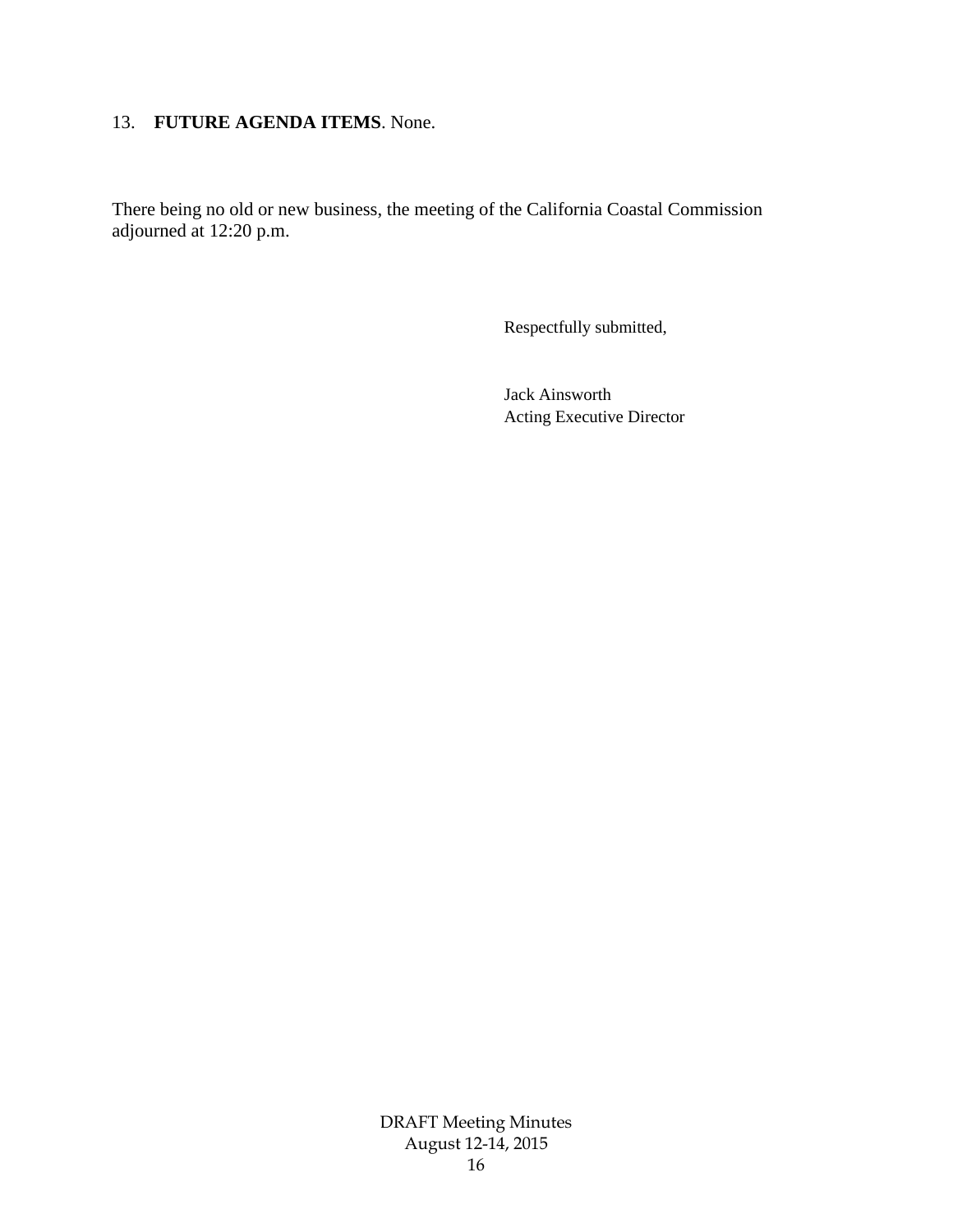13. **FUTURE AGENDA ITEMS**. None.

There being no old or new business, the meeting of the California Coastal Commission adjourned at 12:20 p.m.

Respectfully submitted,

Jack Ainsworth
Acting Executive Director